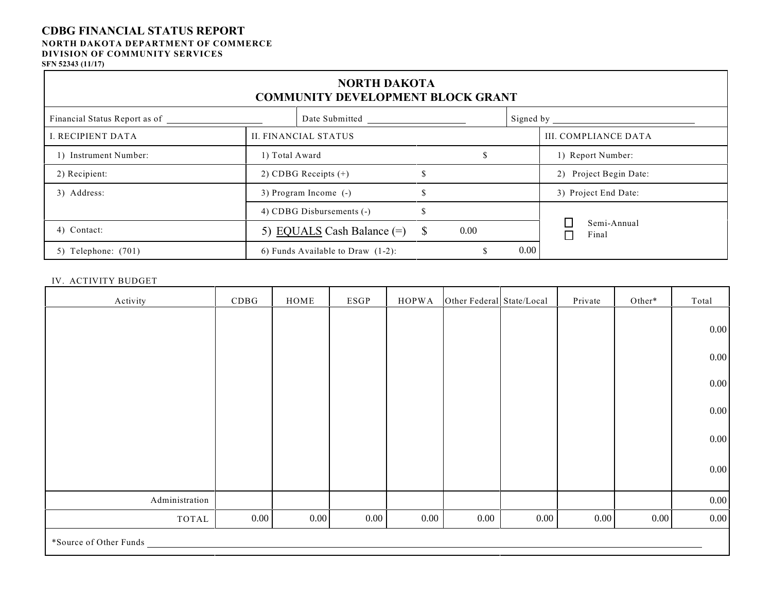# CDBG FINANCIAL STATUS REPORT

**NORTH DAKOTA DEPARTMENT OF COMMERCE**
**DIVISION OF COMMUNITY SERVICES**
**SFN 52343 (11/17)**

## NORTH DAKOTA
## COMMUNITY DEVELOPMENT BLOCK GRANT

| Financial Status Report as of ____________ | Date Submitted ____________ | Signed by ____________ |
|---|---|---|

| I. RECIPIENT DATA | II. FINANCIAL STATUS | | III. COMPLIANCE DATA |
|---|---|---|---|
| 1) Instrument Number: | 1) Total Award | $ | 1) Report Number: |
| 2) Recipient: | 2) CDBG Receipts (+) | $ | 2) Project Begin Date: |
| 3) Address: | 3) Program Income (-) | $ | 3) Project End Date: |
| | 4) CDBG Disbursements (-) | $ | ☐ Semi-Annual |
| 4) Contact: | 5) EQUALS Cash Balance (=) | $ 0.00 | ☐ Final |
| 5) Telephone: (701) | 6) Funds Available to Draw (1-2): | $ 0.00 | |

IV. ACTIVITY BUDGET

| Activity | CDBG | HOME | ESGP | HOPWA | Other Federal | State/Local | Private | Other* | Total |
|---|---|---|---|---|---|---|---|---|---|
| | | | | | | | | | 0.00 |
| | | | | | | | | | 0.00 |
| | | | | | | | | | 0.00 |
| | | | | | | | | | 0.00 |
| | | | | | | | | | 0.00 |
| | | | | | | | | | 0.00 |
| Administration | | | | | | | | | 0.00 |
| TOTAL | 0.00 | 0.00 | 0.00 | 0.00 | 0.00 | 0.00 | 0.00 | 0.00 | 0.00 |

*Source of Other Funds ____________________________________________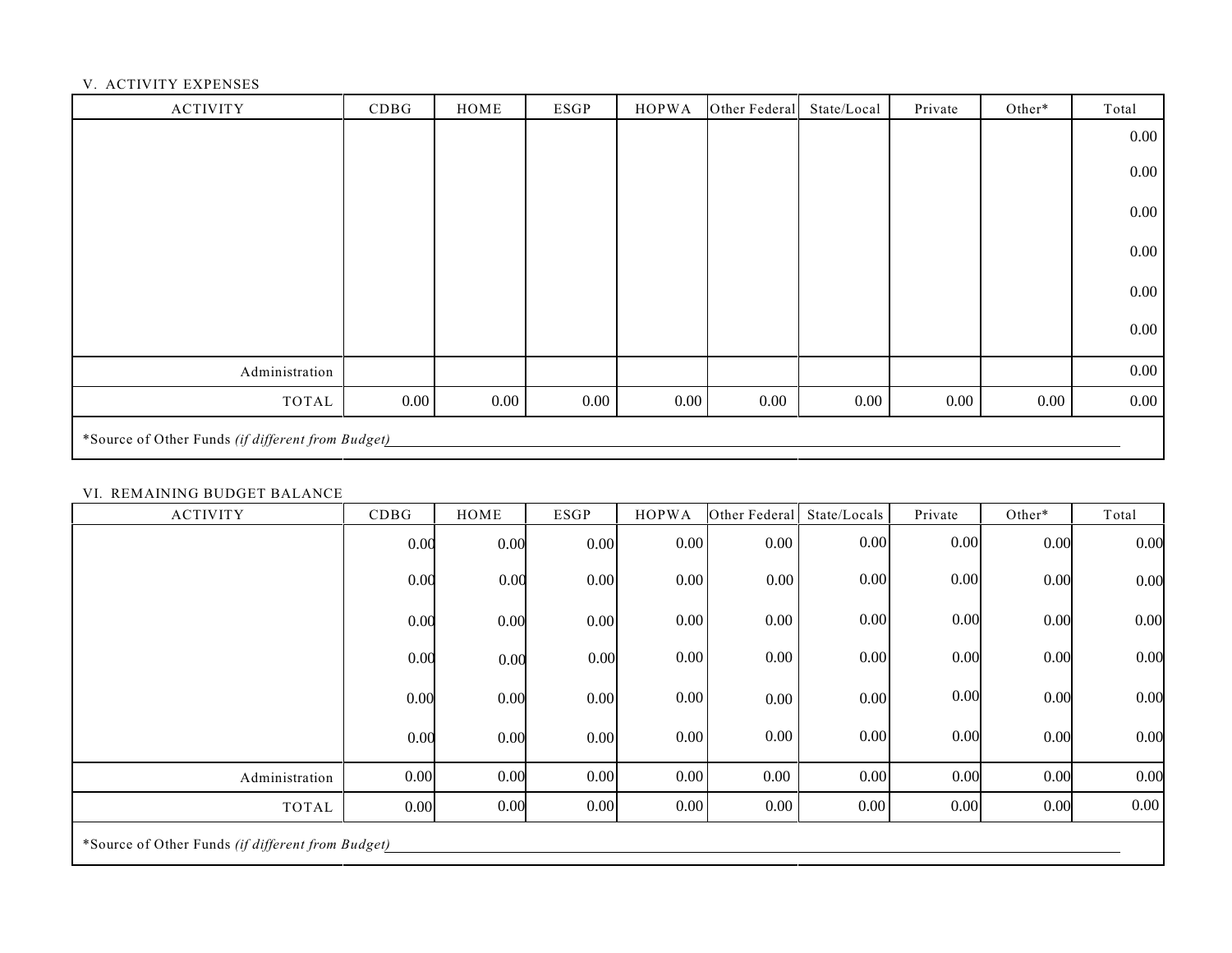V. ACTIVITY EXPENSES

| ACTIVITY | CDBG | HOME | ESGP | HOPWA | Other Federal | State/Local | Private | Other* | Total |
|---|---|---|---|---|---|---|---|---|---|
| | | | | | | | | | 0.00 |
| | | | | | | | | | 0.00 |
| | | | | | | | | | 0.00 |
| | | | | | | | | | 0.00 |
| | | | | | | | | | 0.00 |
| | | | | | | | | | 0.00 |
| Administration | | | | | | | | | 0.00 |
| TOTAL | 0.00 | 0.00 | 0.00 | 0.00 | 0.00 | 0.00 | 0.00 | 0.00 | 0.00 |

*Source of Other Funds *(if different from Budget)*\_\_\_\_\_\_\_\_\_\_\_\_\_\_\_\_\_\_\_\_\_\_\_\_\_\_\_\_\_\_\_\_\_\_\_\_\_\_

VI. REMAINING BUDGET BALANCE

| ACTIVITY | CDBG | HOME | ESGP | HOPWA | Other Federal | State/Locals | Private | Other* | Total |
|---|---|---|---|---|---|---|---|---|---|
| | 0.00 | 0.00 | 0.00 | 0.00 | 0.00 | 0.00 | 0.00 | 0.00 | 0.00 |
| | 0.00 | 0.00 | 0.00 | 0.00 | 0.00 | 0.00 | 0.00 | 0.00 | 0.00 |
| | 0.00 | 0.00 | 0.00 | 0.00 | 0.00 | 0.00 | 0.00 | 0.00 | 0.00 |
| | 0.00 | 0.00 | 0.00 | 0.00 | 0.00 | 0.00 | 0.00 | 0.00 | 0.00 |
| | 0.00 | 0.00 | 0.00 | 0.00 | 0.00 | 0.00 | 0.00 | 0.00 | 0.00 |
| | 0.00 | 0.00 | 0.00 | 0.00 | 0.00 | 0.00 | 0.00 | 0.00 | 0.00 |
| Administration | 0.00 | 0.00 | 0.00 | 0.00 | 0.00 | 0.00 | 0.00 | 0.00 | 0.00 |
| TOTAL | 0.00 | 0.00 | 0.00 | 0.00 | 0.00 | 0.00 | 0.00 | 0.00 | 0.00 |

*Source of Other Funds *(if different from Budget)*\_\_\_\_\_\_\_\_\_\_\_\_\_\_\_\_\_\_\_\_\_\_\_\_\_\_\_\_\_\_\_\_\_\_\_\_\_\_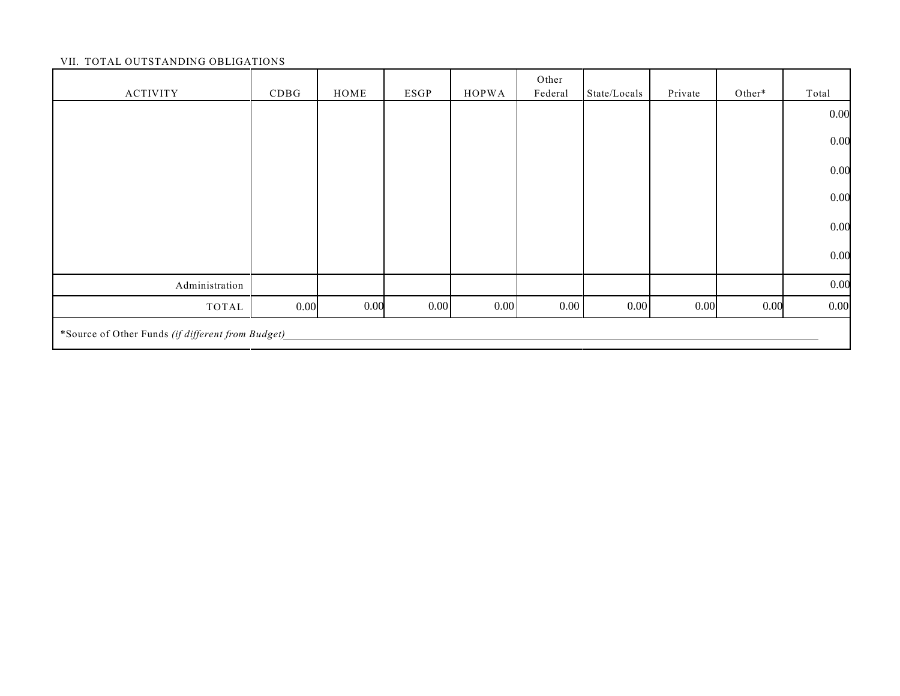VII. TOTAL OUTSTANDING OBLIGATIONS

| ACTIVITY | CDBG | HOME | ESGP | HOPWA | Other Federal | State/Locals | Private | Other* | Total |
|---|---|---|---|---|---|---|---|---|---|
| | | | | | | | | | 0.00 |
| | | | | | | | | | 0.00 |
| | | | | | | | | | 0.00 |
| | | | | | | | | | 0.00 |
| | | | | | | | | | 0.00 |
| | | | | | | | | | 0.00 |
| Administration | | | | | | | | | 0.00 |
| TOTAL | 0.00 | 0.00 | 0.00 | 0.00 | 0.00 | 0.00 | 0.00 | 0.00 | 0.00 |

*Source of Other Funds *(if different from Budget)*\_\_\_\_\_\_\_\_\_\_\_\_\_\_\_\_\_\_\_\_\_\_\_\_\_\_\_\_\_\_\_\_\_\_\_\_\_\_\_\_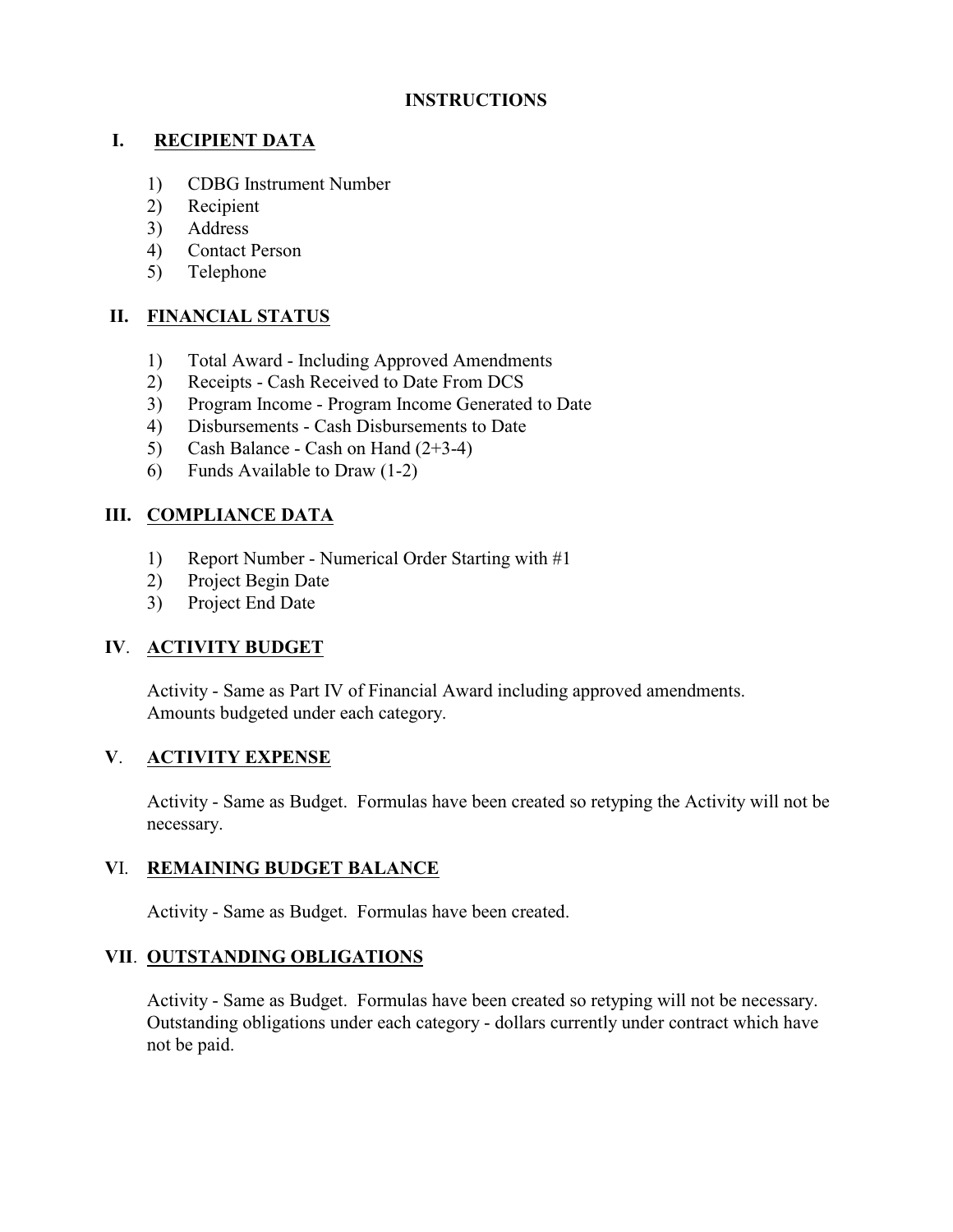# INSTRUCTIONS

## I. RECIPIENT DATA

1) CDBG Instrument Number
2) Recipient
3) Address
4) Contact Person
5) Telephone

## II. FINANCIAL STATUS

1) Total Award - Including Approved Amendments
2) Receipts - Cash Received to Date From DCS
3) Program Income - Program Income Generated to Date
4) Disbursements - Cash Disbursements to Date
5) Cash Balance - Cash on Hand (2+3-4)
6) Funds Available to Draw (1-2)

## III. COMPLIANCE DATA

1) Report Number - Numerical Order Starting with #1
2) Project Begin Date
3) Project End Date

## IV. ACTIVITY BUDGET

Activity - Same as Part IV of Financial Award including approved amendments. Amounts budgeted under each category.

## V. ACTIVITY EXPENSE

Activity - Same as Budget. Formulas have been created so retyping the Activity will not be necessary.

## VI. REMAINING BUDGET BALANCE

Activity - Same as Budget. Formulas have been created.

## VII. OUTSTANDING OBLIGATIONS

Activity - Same as Budget. Formulas have been created so retyping will not be necessary. Outstanding obligations under each category - dollars currently under contract which have not be paid.